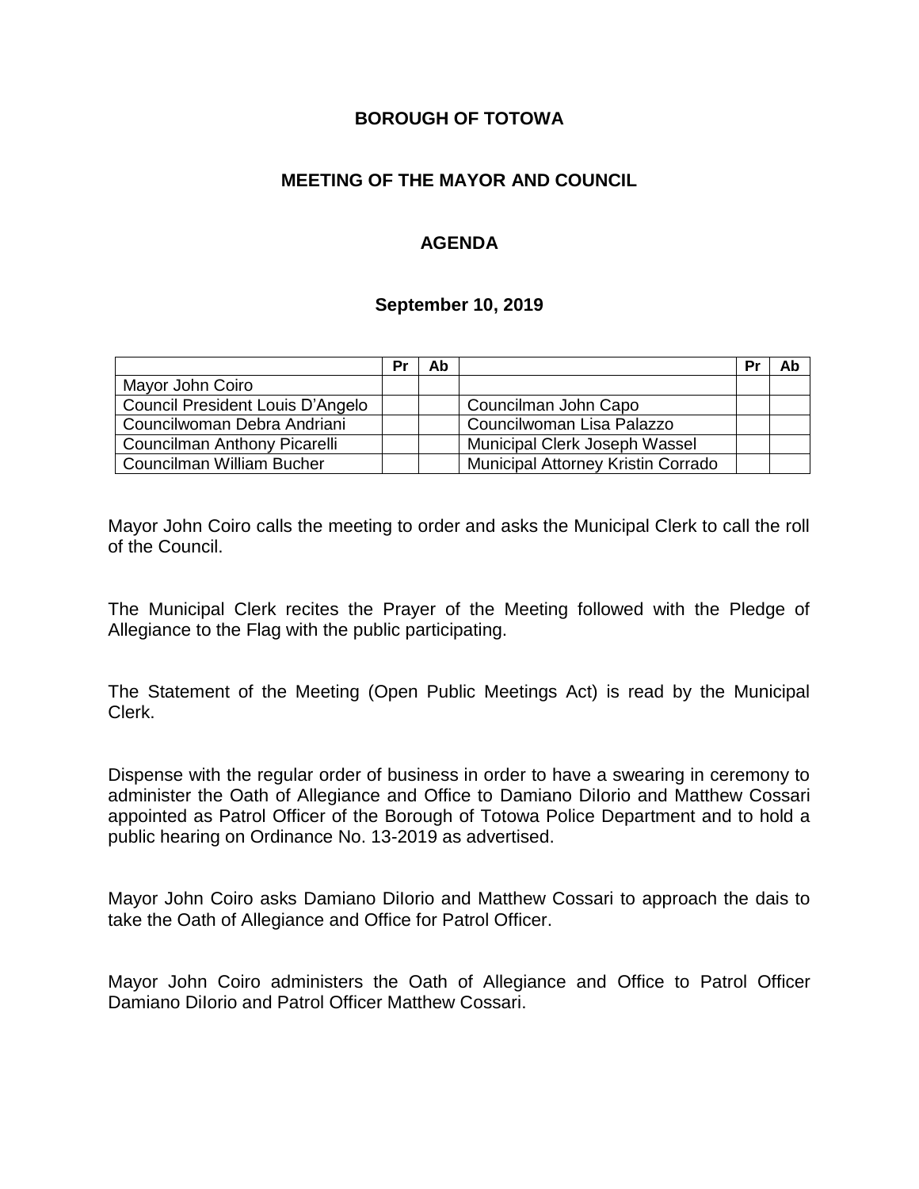**BOROUGH OF TOTOWA**

**MEETING OF THE MAYOR AND COUNCIL**

**AGENDA**

**September 10, 2019**

| | Pr | Ab | | Pr | Ab |
|---|---|---|---|---|---|
| Mayor John Coiro | | | | | |
| Council President Louis D'Angelo | | | Councilman John Capo | | |
| Councilwoman Debra Andriani | | | Councilwoman Lisa Palazzo | | |
| Councilman Anthony Picarelli | | | Municipal Clerk Joseph Wassel | | |
| Councilman William Bucher | | | Municipal Attorney Kristin Corrado | | |

Mayor John Coiro calls the meeting to order and asks the Municipal Clerk to call the roll of the Council.

The Municipal Clerk recites the Prayer of the Meeting followed with the Pledge of Allegiance to the Flag with the public participating.

The Statement of the Meeting (Open Public Meetings Act) is read by the Municipal Clerk.

Dispense with the regular order of business in order to have a swearing in ceremony to administer the Oath of Allegiance and Office to Damiano DiIorio and Matthew Cossari appointed as Patrol Officer of the Borough of Totowa Police Department and to hold a public hearing on Ordinance No. 13-2019 as advertised.

Mayor John Coiro asks Damiano DiIorio and Matthew Cossari to approach the dais to take the Oath of Allegiance and Office for Patrol Officer.

Mayor John Coiro administers the Oath of Allegiance and Office to Patrol Officer Damiano DiIorio and Patrol Officer Matthew Cossari.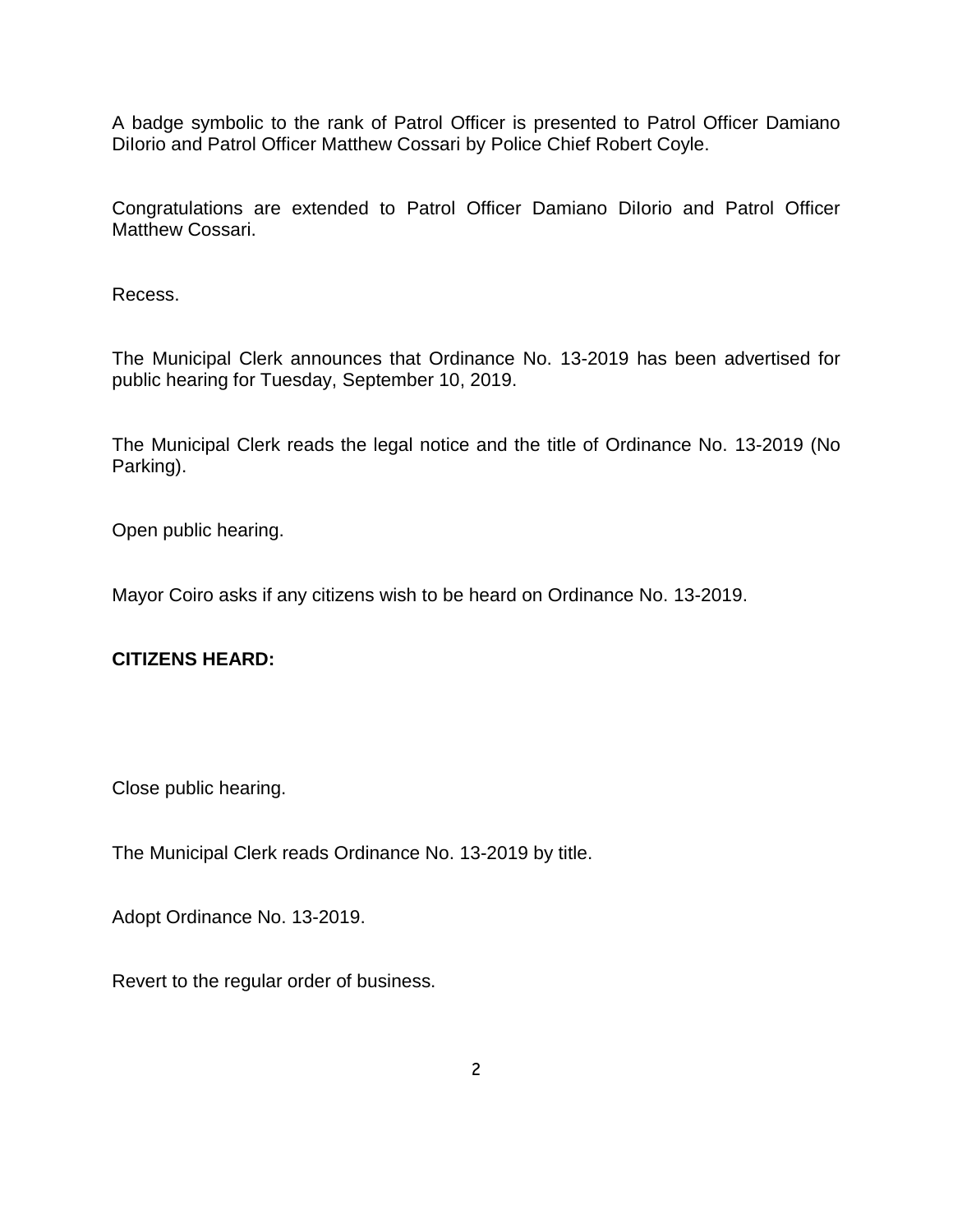A badge symbolic to the rank of Patrol Officer is presented to Patrol Officer Damiano DiIorio and Patrol Officer Matthew Cossari by Police Chief Robert Coyle.

Congratulations are extended to Patrol Officer Damiano DiIorio and Patrol Officer Matthew Cossari.

Recess.

The Municipal Clerk announces that Ordinance No. 13-2019 has been advertised for public hearing for Tuesday, September 10, 2019.

The Municipal Clerk reads the legal notice and the title of Ordinance No. 13-2019 (No Parking).

Open public hearing.

Mayor Coiro asks if any citizens wish to be heard on Ordinance No. 13-2019.

**CITIZENS HEARD:**

Close public hearing.

The Municipal Clerk reads Ordinance No. 13-2019 by title.

Adopt Ordinance No. 13-2019.

Revert to the regular order of business.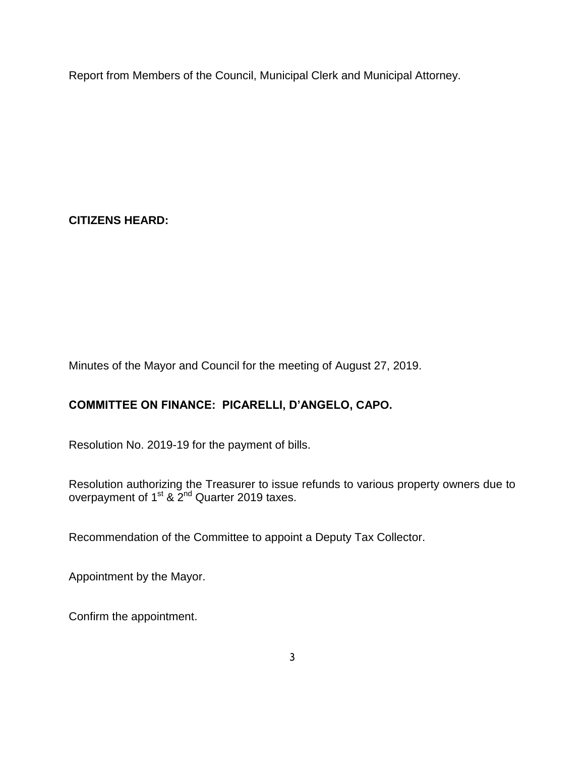Report from Members of the Council, Municipal Clerk and Municipal Attorney.

**CITIZENS HEARD:**

Minutes of the Mayor and Council for the meeting of August 27, 2019.

**COMMITTEE ON FINANCE: PICARELLI, D'ANGELO, CAPO.**

Resolution No. 2019-19 for the payment of bills.

Resolution authorizing the Treasurer to issue refunds to various property owners due to overpayment of 1st & 2nd Quarter 2019 taxes.

Recommendation of the Committee to appoint a Deputy Tax Collector.

Appointment by the Mayor.

Confirm the appointment.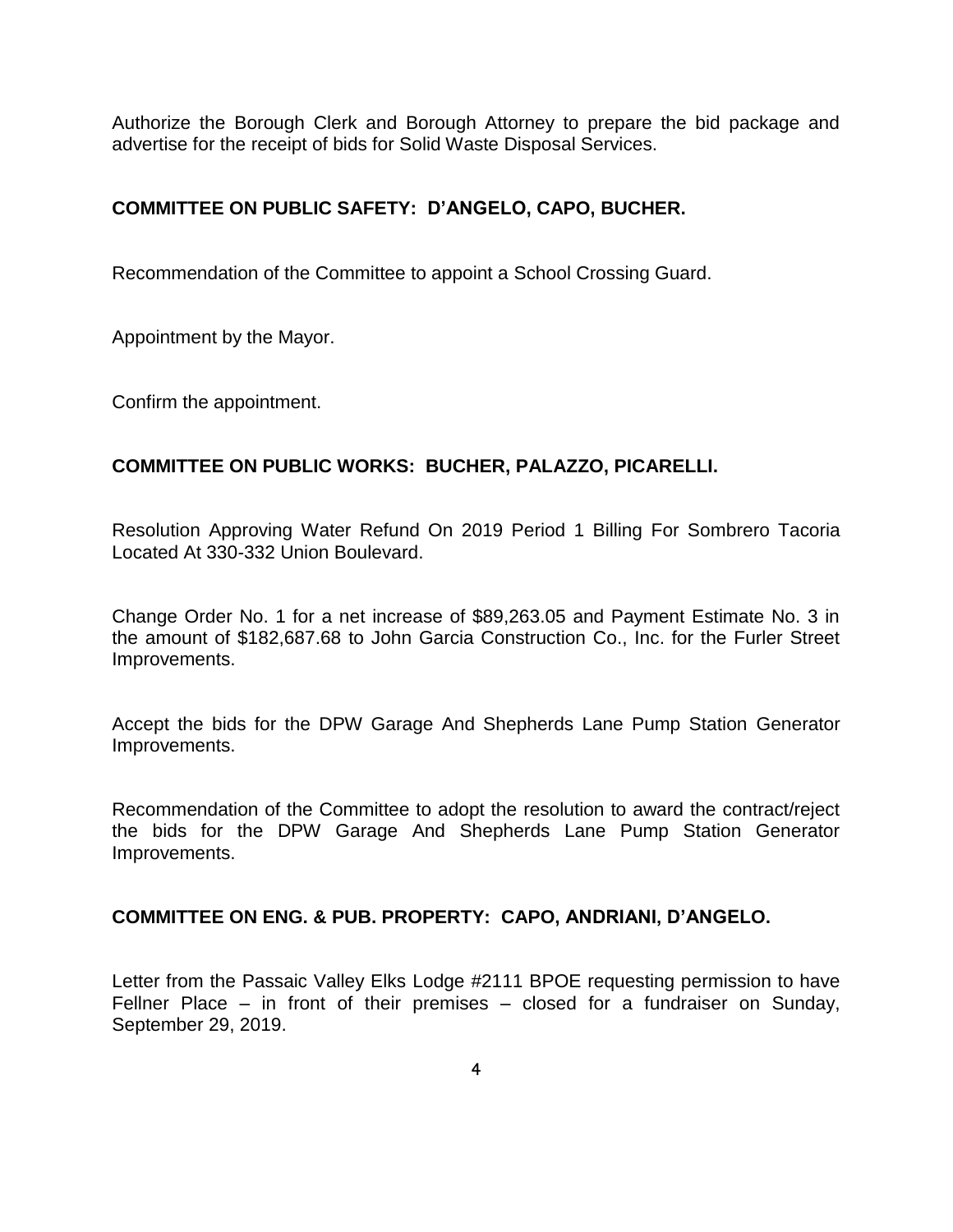Authorize the Borough Clerk and Borough Attorney to prepare the bid package and advertise for the receipt of bids for Solid Waste Disposal Services.

**COMMITTEE ON PUBLIC SAFETY: D'ANGELO, CAPO, BUCHER.**

Recommendation of the Committee to appoint a School Crossing Guard.

Appointment by the Mayor.

Confirm the appointment.

**COMMITTEE ON PUBLIC WORKS: BUCHER, PALAZZO, PICARELLI.**

Resolution Approving Water Refund On 2019 Period 1 Billing For Sombrero Tacoria Located At 330-332 Union Boulevard.

Change Order No. 1 for a net increase of $89,263.05 and Payment Estimate No. 3 in the amount of $182,687.68 to John Garcia Construction Co., Inc. for the Furler Street Improvements.

Accept the bids for the DPW Garage And Shepherds Lane Pump Station Generator Improvements.

Recommendation of the Committee to adopt the resolution to award the contract/reject the bids for the DPW Garage And Shepherds Lane Pump Station Generator Improvements.

**COMMITTEE ON ENG. & PUB. PROPERTY: CAPO, ANDRIANI, D'ANGELO.**

Letter from the Passaic Valley Elks Lodge #2111 BPOE requesting permission to have Fellner Place – in front of their premises – closed for a fundraiser on Sunday, September 29, 2019.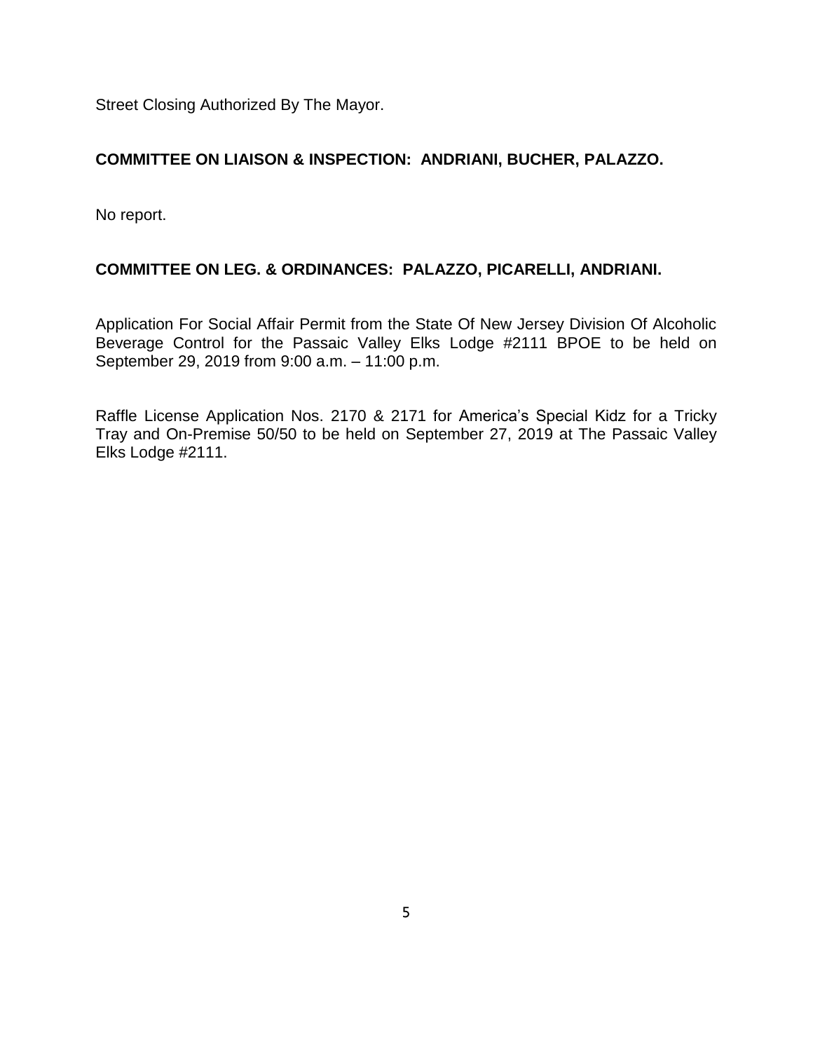Street Closing Authorized By The Mayor.

**COMMITTEE ON LIAISON & INSPECTION: ANDRIANI, BUCHER, PALAZZO.**

No report.

**COMMITTEE ON LEG. & ORDINANCES: PALAZZO, PICARELLI, ANDRIANI.**

Application For Social Affair Permit from the State Of New Jersey Division Of Alcoholic Beverage Control for the Passaic Valley Elks Lodge #2111 BPOE to be held on September 29, 2019 from 9:00 a.m. – 11:00 p.m.

Raffle License Application Nos. 2170 & 2171 for America's Special Kidz for a Tricky Tray and On-Premise 50/50 to be held on September 27, 2019 at The Passaic Valley Elks Lodge #2111.